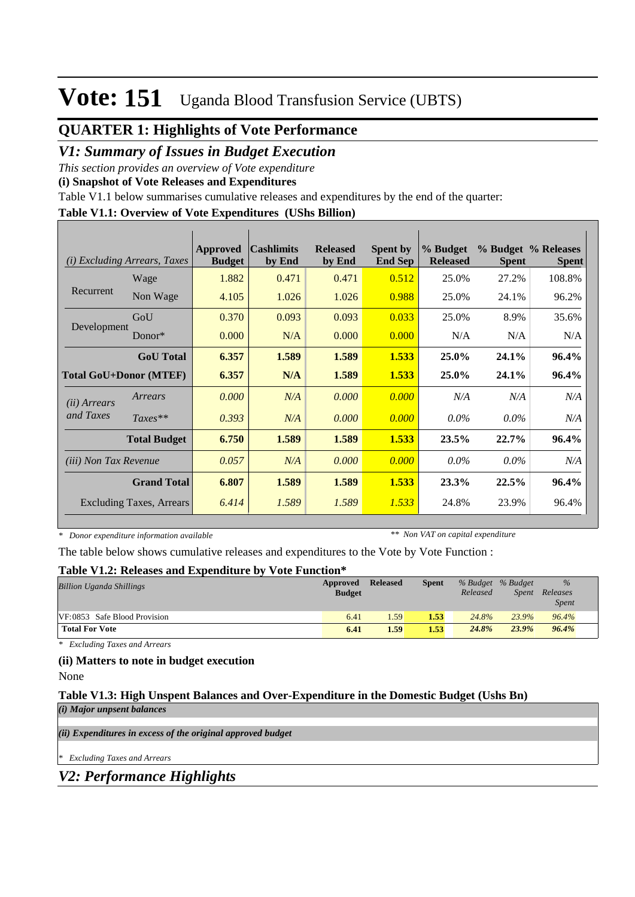# Vote: 151 Uganda Blood Transfusion Service (UBTS)

## QUARTER 1: Highlights of Vote Performance

### *V1: Summary of Issues in Budget Execution*

*This section provides an overview of Vote expenditure*

**(i) Snapshot of Vote Releases and Expenditures**

Table V1.1 below summarises cumulative releases and expenditures by the end of the quarter:

**Table V1.1: Overview of Vote Expenditures (UShs Billion)**

| *(i) Excluding Arrears, Taxes* | | Approved Budget | Cashlimits by End | Released by End | Spent by End Sep | % Budget Released | % Budget Spent | % Releases Spent |
|---|---|---|---|---|---|---|---|---|
| Recurrent | Wage | 1.882 | 0.471 | 0.471 | 0.512 | 25.0% | 27.2% | 108.8% |
| | Non Wage | 4.105 | 1.026 | 1.026 | 0.988 | 25.0% | 24.1% | 96.2% |
| Development | GoU | 0.370 | 0.093 | 0.093 | 0.033 | 25.0% | 8.9% | 35.6% |
| | Donor* | 0.000 | N/A | 0.000 | 0.000 | N/A | N/A | N/A |
| | **GoU Total** | **6.357** | **1.589** | **1.589** | **1.533** | **25.0%** | **24.1%** | **96.4%** |
| **Total GoU+Donor (MTEF)** | | **6.357** | **N/A** | **1.589** | **1.533** | **25.0%** | **24.1%** | **96.4%** |
| *(ii) Arrears and Taxes* | *Arrears* | *0.000* | *N/A* | *0.000* | *0.000* | *N/A* | *N/A* | *N/A* |
| | *Taxes*** | *0.393* | *N/A* | *0.000* | *0.000* | *0.0%* | *0.0%* | *N/A* |
| | **Total Budget** | **6.750** | **1.589** | **1.589** | **1.533** | **23.5%** | **22.7%** | **96.4%** |
| *(iii) Non Tax Revenue* | | *0.057* | *N/A* | *0.000* | *0.000* | *0.0%* | *0.0%* | *N/A* |
| | **Grand Total** | **6.807** | **1.589** | **1.589** | **1.533** | **23.3%** | **22.5%** | **96.4%** |
| | Excluding Taxes, Arrears | *6.414* | *1.589* | *1.589* | *1.533* | 24.8% | 23.9% | 96.4% |

*\* Donor expenditure information available* &nbsp;&nbsp;&nbsp;&nbsp; *\*\* Non VAT on capital expenditure*

The table below shows cumulative releases and expenditures to the Vote by Vote Function :

**Table V1.2: Releases and Expenditure by Vote Function\***

| *Billion Uganda Shillings* | Approved Budget | Released | Spent | *% Budget Released* | *% Budget Spent* | *% Releases Spent* |
|---|---|---|---|---|---|---|
| VF:0853 Safe Blood Provision | 6.41 | 1.59 | **1.53** | *24.8%* | *23.9%* | *96.4%* |
| **Total For Vote** | **6.41** | **1.59** | **1.53** | ***24.8%*** | ***23.9%*** | ***96.4%*** |

*\* Excluding Taxes and Arrears*

**(ii) Matters to note in budget execution**

None

**Table V1.3: High Unspent Balances and Over-Expenditure in the Domestic Budget (Ushs Bn)**

***(i) Major unpsent balances***

***(ii) Expenditures in excess of the original approved budget***

*\* Excluding Taxes and Arrears*

### *V2: Performance Highlights*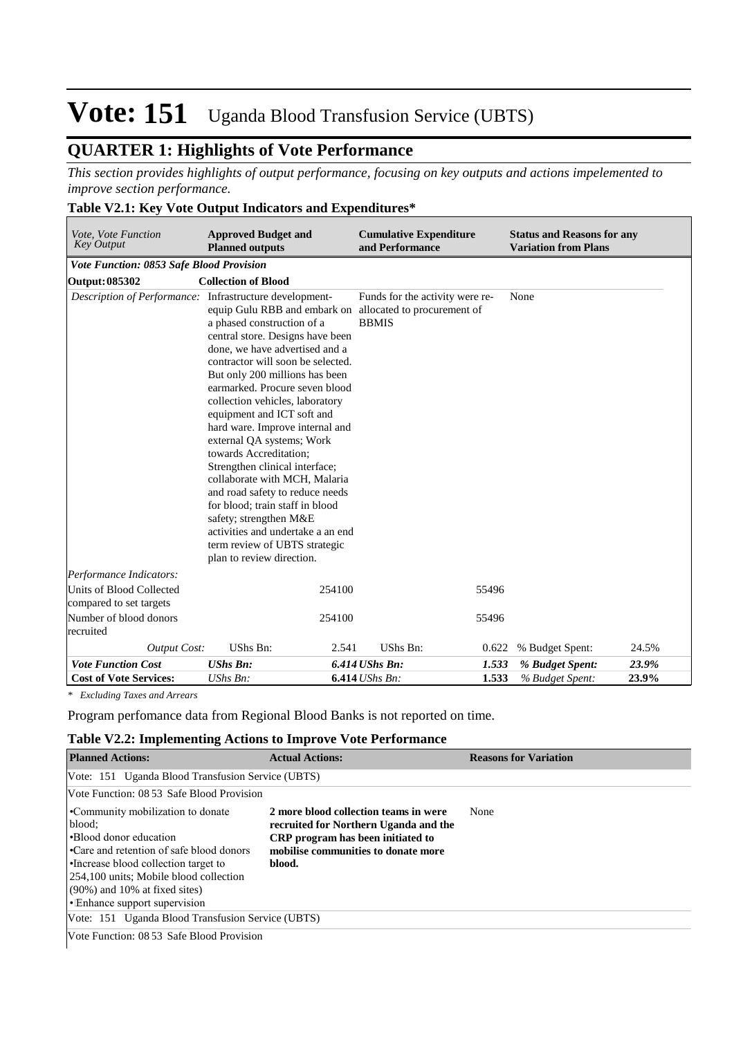# Vote: 151 Uganda Blood Transfusion Service (UBTS)

## QUARTER 1: Highlights of Vote Performance

*This section provides highlights of output performance, focusing on key outputs and actions impelemented to improve section performance.*

### Table V2.1: Key Vote Output Indicators and Expenditures*

| *Vote, Vote Function Key Output* | **Approved Budget and Planned outputs** | | **Cumulative Expenditure and Performance** | | **Status and Reasons for any Variation from Plans** | |
|---|---|---|---|---|---|---|
| ***Vote Function: 0853 Safe Blood Provision*** | | | | | | |
| **Output: 085302** | **Collection of Blood** | | | | | |
| *Description of Performance:* | Infrastructure development- equip Gulu RBB and embark on a phased construction of a central store. Designs have been done, we have advertised and a contractor will soon be selected. But only 200 millions has been earmarked. Procure seven blood collection vehicles, laboratory equipment and ICT soft and hard ware. Improve internal and external QA systems; Work towards Accreditation; Strengthen clinical interface; collaborate with MCH, Malaria and road safety to reduce needs for blood; train staff in blood safety; strengthen M&E activities and undertake a an end term review of UBTS strategic plan to review direction. | | Funds for the activity were re-allocated to procurement of BBMIS | | None | |
| *Performance Indicators:* | | | | | | |
| Units of Blood Collected compared to set targets | | 254100 | | 55496 | | |
| Number of blood donors recruited | | 254100 | | 55496 | | |
| *Output Cost:* | UShs Bn: | 2.541 | UShs Bn: | 0.622 | % Budget Spent: | 24.5% |
| ***Vote Function Cost*** | ***UShs Bn:*** | ***6.414*** | ***UShs Bn:*** | ***1.533*** | ***% Budget Spent:*** | ***23.9%*** |
| **Cost of Vote Services:** | *UShs Bn:* | **6.414** | *UShs Bn:* | **1.533** | *% Budget Spent:* | **23.9%** |

*\* Excluding Taxes and Arrears*

Program perfomance data from Regional Blood Banks is not reported on time.

### Table V2.2: Implementing Actions to Improve Vote Performance

| **Planned Actions:** | **Actual Actions:** | **Reasons for Variation** |
|---|---|---|
| Vote: 151 Uganda Blood Transfusion Service (UBTS) | | |
| Vote Function: 08 53 Safe Blood Provision | | |
| •Community mobilization to donate blood;<br>•Blood donor education<br>•Care and retention of safe blood donors<br>•Increase blood collection target to 254,100 units; Mobile blood collection (90%) and 10% at fixed sites)<br>•Enhance support supervision | **2 more blood collection teams in were recruited for Northern Uganda and the CRP program has been initiated to mobilise communities to donate more blood.** | None |
| Vote: 151 Uganda Blood Transfusion Service (UBTS) | | |
| Vote Function: 08 53 Safe Blood Provision | | |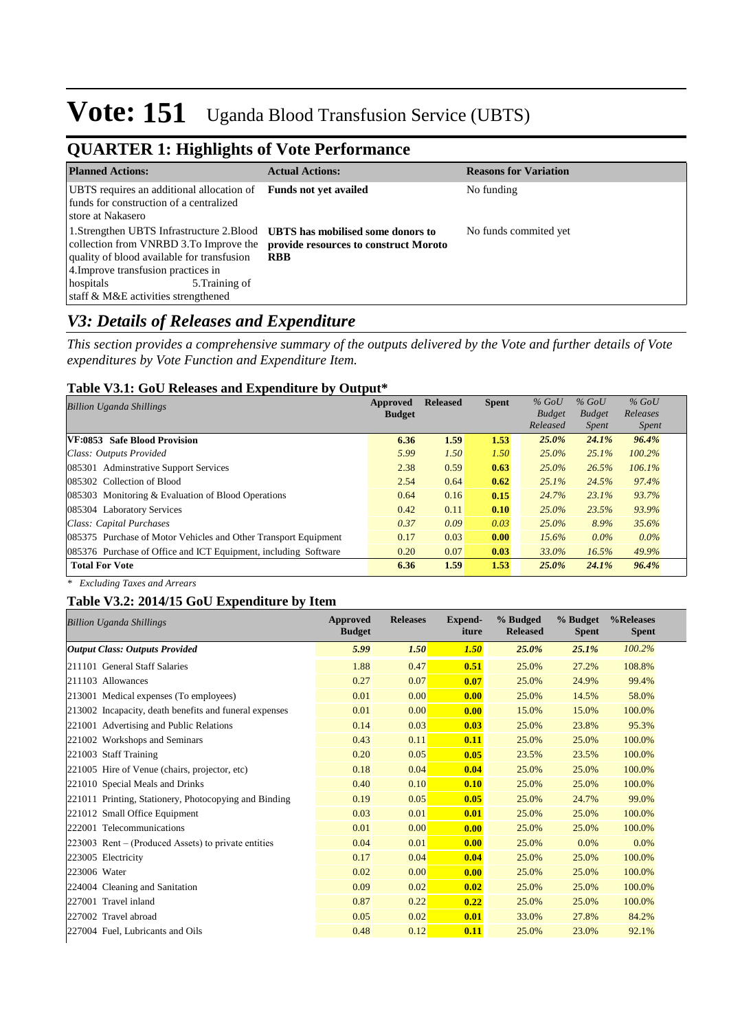# Vote: 151 Uganda Blood Transfusion Service (UBTS)

## QUARTER 1: Highlights of Vote Performance

| Planned Actions: | Actual Actions: | Reasons for Variation |
|---|---|---|
| UBTS requires an additional allocation of funds for construction of a centralized store at Nakasero | **Funds not yet availed** | No funding |
| 1.Strengthen UBTS Infrastructure 2.Blood collection from VNRBD 3.To Improve the quality of blood available for transfusion 4.Improve transfusion practices in hospitals 5.Training of staff & M&E activities strengthened | **UBTS has mobilised some donors to provide resources to construct Moroto RBB** | No funds commited yet |

## *V3: Details of Releases and Expenditure*

*This section provides a comprehensive summary of the outputs delivered by the Vote and further details of Vote expenditures by Vote Function and Expenditure Item.*

### Table V3.1: GoU Releases and Expenditure by Output*

| *Billion Uganda Shillings* | Approved Budget | Released | Spent | *% GoU Budget Released* | *% GoU Budget Spent* | *% GoU Releases Spent* |
|---|---|---|---|---|---|---|
| **VF:0853 Safe Blood Provision** | **6.36** | **1.59** | **1.53** | ***25.0%*** | ***24.1%*** | ***96.4%*** |
| *Class: Outputs Provided* | *5.99* | *1.50* | *1.50* | *25.0%* | *25.1%* | *100.2%* |
| 085301 Adminstrative Support Services | 2.38 | 0.59 | **0.63** | *25.0%* | *26.5%* | *106.1%* |
| 085302 Collection of Blood | 2.54 | 0.64 | **0.62** | *25.1%* | *24.5%* | *97.4%* |
| 085303 Monitoring & Evaluation of Blood Operations | 0.64 | 0.16 | **0.15** | *24.7%* | *23.1%* | *93.7%* |
| 085304 Laboratory Services | 0.42 | 0.11 | **0.10** | *25.0%* | *23.5%* | *93.9%* |
| *Class: Capital Purchases* | *0.37* | *0.09* | *0.03* | *25.0%* | *8.9%* | *35.6%* |
| 085375 Purchase of Motor Vehicles and Other Transport Equipment | 0.17 | 0.03 | **0.00** | *15.6%* | *0.0%* | *0.0%* |
| 085376 Purchase of Office and ICT Equipment, including Software | 0.20 | 0.07 | **0.03** | *33.0%* | *16.5%* | *49.9%* |
| **Total For Vote** | **6.36** | **1.59** | **1.53** | ***25.0%*** | ***24.1%*** | ***96.4%*** |

*\* Excluding Taxes and Arrears*

### Table V3.2: 2014/15 GoU Expenditure by Item

| *Billion Uganda Shillings* | Approved Budget | Releases | Expend-iture | % Budged Released | % Budget Spent | %Releases Spent |
|---|---|---|---|---|---|---|
| ***Output Class: Outputs Provided*** | ***5.99*** | ***1.50*** | ***1.50*** | ***25.0%*** | ***25.1%*** | *100.2%* |
| 211101 General Staff Salaries | 1.88 | 0.47 | **0.51** | 25.0% | 27.2% | 108.8% |
| 211103 Allowances | 0.27 | 0.07 | **0.07** | 25.0% | 24.9% | 99.4% |
| 213001 Medical expenses (To employees) | 0.01 | 0.00 | **0.00** | 25.0% | 14.5% | 58.0% |
| 213002 Incapacity, death benefits and funeral expenses | 0.01 | 0.00 | **0.00** | 15.0% | 15.0% | 100.0% |
| 221001 Advertising and Public Relations | 0.14 | 0.03 | **0.03** | 25.0% | 23.8% | 95.3% |
| 221002 Workshops and Seminars | 0.43 | 0.11 | **0.11** | 25.0% | 25.0% | 100.0% |
| 221003 Staff Training | 0.20 | 0.05 | **0.05** | 23.5% | 23.5% | 100.0% |
| 221005 Hire of Venue (chairs, projector, etc) | 0.18 | 0.04 | **0.04** | 25.0% | 25.0% | 100.0% |
| 221010 Special Meals and Drinks | 0.40 | 0.10 | **0.10** | 25.0% | 25.0% | 100.0% |
| 221011 Printing, Stationery, Photocopying and Binding | 0.19 | 0.05 | **0.05** | 25.0% | 24.7% | 99.0% |
| 221012 Small Office Equipment | 0.03 | 0.01 | **0.01** | 25.0% | 25.0% | 100.0% |
| 222001 Telecommunications | 0.01 | 0.00 | **0.00** | 25.0% | 25.0% | 100.0% |
| 223003 Rent – (Produced Assets) to private entities | 0.04 | 0.01 | **0.00** | 25.0% | 0.0% | 0.0% |
| 223005 Electricity | 0.17 | 0.04 | **0.04** | 25.0% | 25.0% | 100.0% |
| 223006 Water | 0.02 | 0.00 | **0.00** | 25.0% | 25.0% | 100.0% |
| 224004 Cleaning and Sanitation | 0.09 | 0.02 | **0.02** | 25.0% | 25.0% | 100.0% |
| 227001 Travel inland | 0.87 | 0.22 | **0.22** | 25.0% | 25.0% | 100.0% |
| 227002 Travel abroad | 0.05 | 0.02 | **0.01** | 33.0% | 27.8% | 84.2% |
| 227004 Fuel, Lubricants and Oils | 0.48 | 0.12 | **0.11** | 25.0% | 23.0% | 92.1% |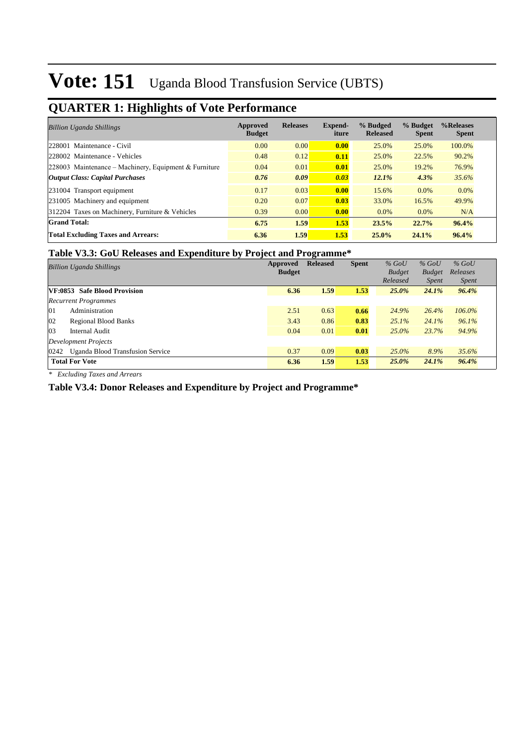# Vote: 151 Uganda Blood Transfusion Service (UBTS)

## QUARTER 1: Highlights of Vote Performance

| *Billion Uganda Shillings* | Approved Budget | Releases | Expend-iture | % Budged Released | % Budget Spent | %Releases Spent |
|---|---|---|---|---|---|---|
| 228001 Maintenance - Civil | 0.00 | 0.00 | 0.00 | 25.0% | 25.0% | 100.0% |
| 228002 Maintenance - Vehicles | 0.48 | 0.12 | 0.11 | 25.0% | 22.5% | 90.2% |
| 228003 Maintenance – Machinery, Equipment & Furniture | 0.04 | 0.01 | 0.01 | 25.0% | 19.2% | 76.9% |
| ***Output Class: Capital Purchases*** | ***0.76*** | ***0.09*** | ***0.03*** | ***12.1%*** | ***4.3%*** | *35.6%* |
| 231004 Transport equipment | 0.17 | 0.03 | 0.00 | 15.6% | 0.0% | 0.0% |
| 231005 Machinery and equipment | 0.20 | 0.07 | 0.03 | 33.0% | 16.5% | 49.9% |
| 312204 Taxes on Machinery, Furniture & Vehicles | 0.39 | 0.00 | 0.00 | 0.0% | 0.0% | N/A |
| **Grand Total:** | **6.75** | **1.59** | **1.53** | **23.5%** | **22.7%** | **96.4%** |
| **Total Excluding Taxes and Arrears:** | **6.36** | **1.59** | **1.53** | **25.0%** | **24.1%** | **96.4%** |

### Table V3.3: GoU Releases and Expenditure by Project and Programme*

| *Billion Uganda Shillings* | Approved Budget | Released | Spent | *% GoU Budget Released* | *% GoU Budget Spent* | *% GoU Releases Spent* |
|---|---|---|---|---|---|---|
| **VF:0853 Safe Blood Provision** | **6.36** | **1.59** | **1.53** | ***25.0%*** | ***24.1%*** | ***96.4%*** |
| *Recurrent Programmes* | | | | | | |
| 01 Administration | 2.51 | 0.63 | 0.66 | *24.9%* | *26.4%* | *106.0%* |
| 02 Regional Blood Banks | 3.43 | 0.86 | 0.83 | *25.1%* | *24.1%* | *96.1%* |
| 03 Internal Audit | 0.04 | 0.01 | 0.01 | *25.0%* | *23.7%* | *94.9%* |
| *Development Projects* | | | | | | |
| 0242 Uganda Blood Transfusion Service | 0.37 | 0.09 | 0.03 | *25.0%* | *8.9%* | *35.6%* |
| **Total For Vote** | **6.36** | **1.59** | **1.53** | ***25.0%*** | ***24.1%*** | ***96.4%*** |

*\* Excluding Taxes and Arrears*

### Table V3.4: Donor Releases and Expenditure by Project and Programme*